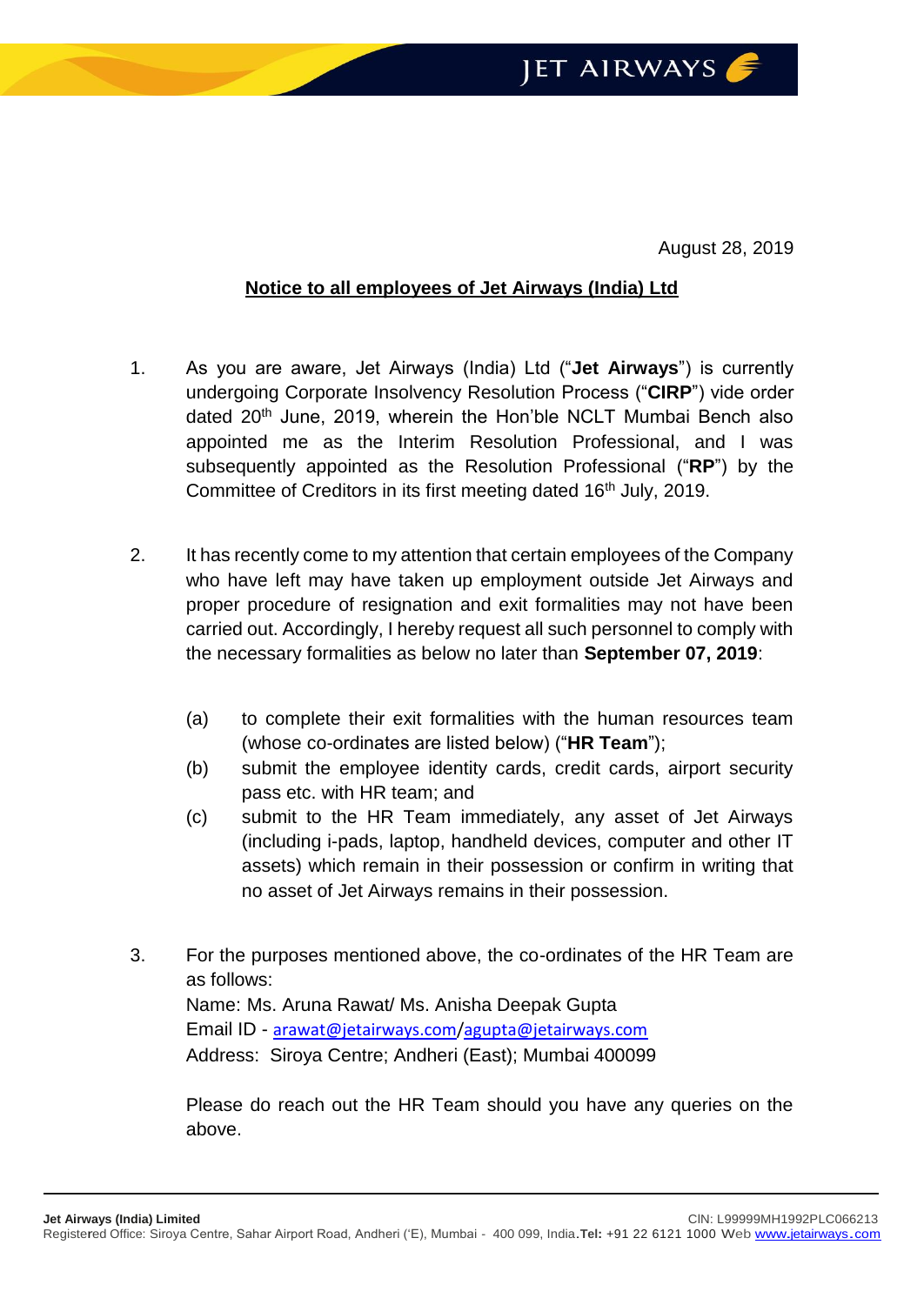August 28, 2019

**Notice to all employees of Jet Airways (India) Ltd**

1. As you are aware, Jet Airways (India) Ltd ("**Jet Airways**") is currently undergoing Corporate Insolvency Resolution Process ("**CIRP**") vide order dated 20th June, 2019, wherein the Hon'ble NCLT Mumbai Bench also appointed me as the Interim Resolution Professional, and I was subsequently appointed as the Resolution Professional ("**RP**") by the Committee of Creditors in its first meeting dated 16th July, 2019.

2. It has recently come to my attention that certain employees of the Company who have left may have taken up employment outside Jet Airways and proper procedure of resignation and exit formalities may not have been carried out. Accordingly, I hereby request all such personnel to comply with the necessary formalities as below no later than **September 07, 2019**:

   (a) to complete their exit formalities with the human resources team (whose co-ordinates are listed below) ("**HR Team**");

   (b) submit the employee identity cards, credit cards, airport security pass etc. with HR team; and

   (c) submit to the HR Team immediately, any asset of Jet Airways (including i-pads, laptop, handheld devices, computer and other IT assets) which remain in their possession or confirm in writing that no asset of Jet Airways remains in their possession.

3. For the purposes mentioned above, the co-ordinates of the HR Team are as follows:
   Name: Ms. Aruna Rawat/ Ms. Anisha Deepak Gupta
   Email ID - arawat@jetairways.com/agupta@jetairways.com
   Address: Siroya Centre; Andheri (East); Mumbai 400099

   Please do reach out the HR Team should you have any queries on the above.

**Jet Airways (India) Limited** CIN: L99999MH1992PLC066213
Registered Office: Siroya Centre, Sahar Airport Road, Andheri ('E), Mumbai - 400 099, India. **Tel:** +91 22 6121 1000 Web www.jetairways.com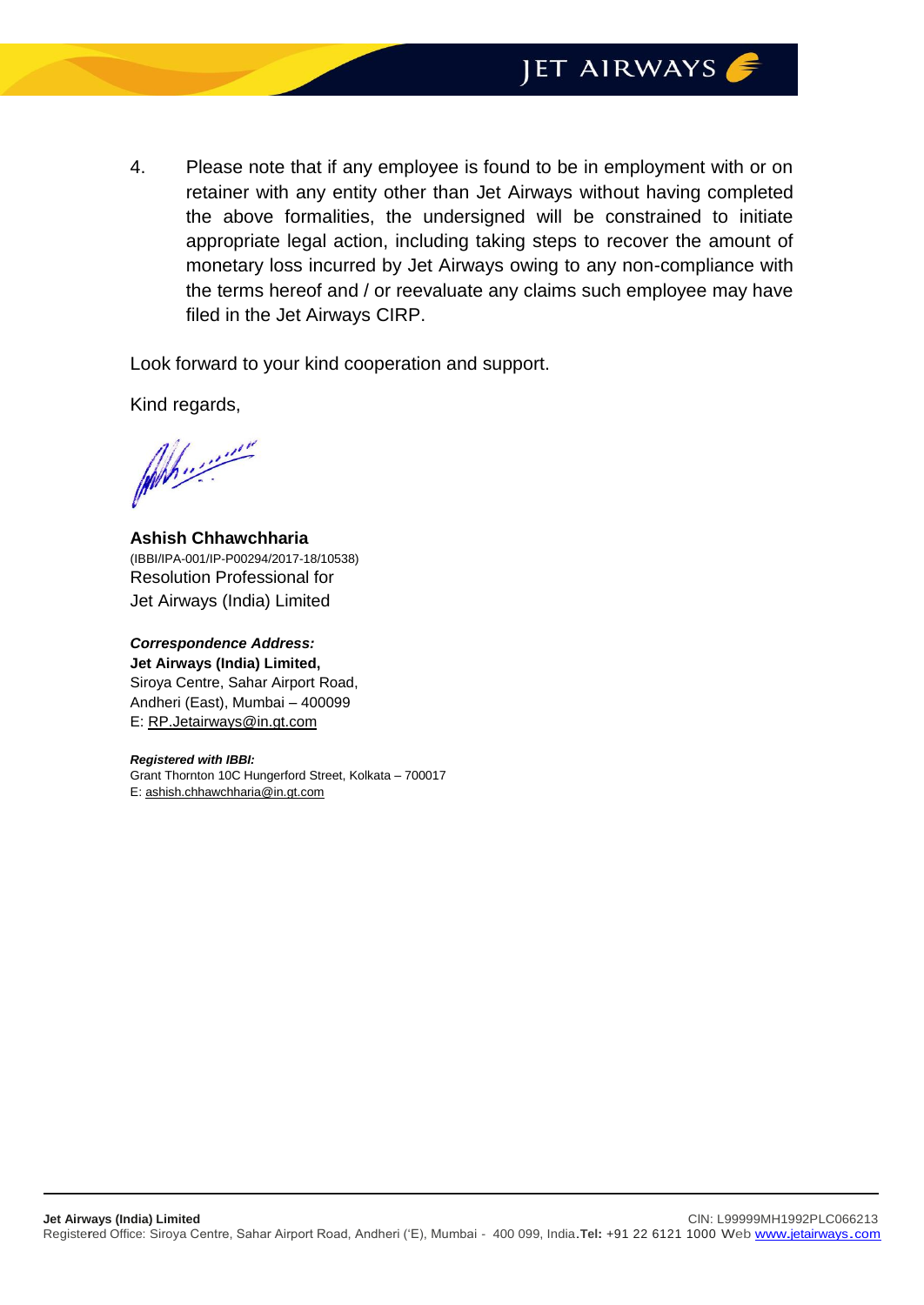4. Please note that if any employee is found to be in employment with or on retainer with any entity other than Jet Airways without having completed the above formalities, the undersigned will be constrained to initiate appropriate legal action, including taking steps to recover the amount of monetary loss incurred by Jet Airways owing to any non-compliance with the terms hereof and / or reevaluate any claims such employee may have filed in the Jet Airways CIRP.

Look forward to your kind cooperation and support.

Kind regards,

**Ashish Chhawchharia**
(IBBI/IPA-001/IP-P00294/2017-18/10538)
Resolution Professional for
Jet Airways (India) Limited

***Correspondence Address:***
**Jet Airways (India) Limited,**
Siroya Centre, Sahar Airport Road,
Andheri (East), Mumbai – 400099
E: RP.Jetairways@in.gt.com

***Registered with IBBI:***
Grant Thornton 10C Hungerford Street, Kolkata – 700017
E: ashish.chhawchharia@in.gt.com

**Jet Airways (India) Limited** CIN: L99999MH1992PLC066213
Registered Office: Siroya Centre, Sahar Airport Road, Andheri ('E), Mumbai - 400 099, India. **Tel:** +91 22 6121 1000 Web www.jetairways.com